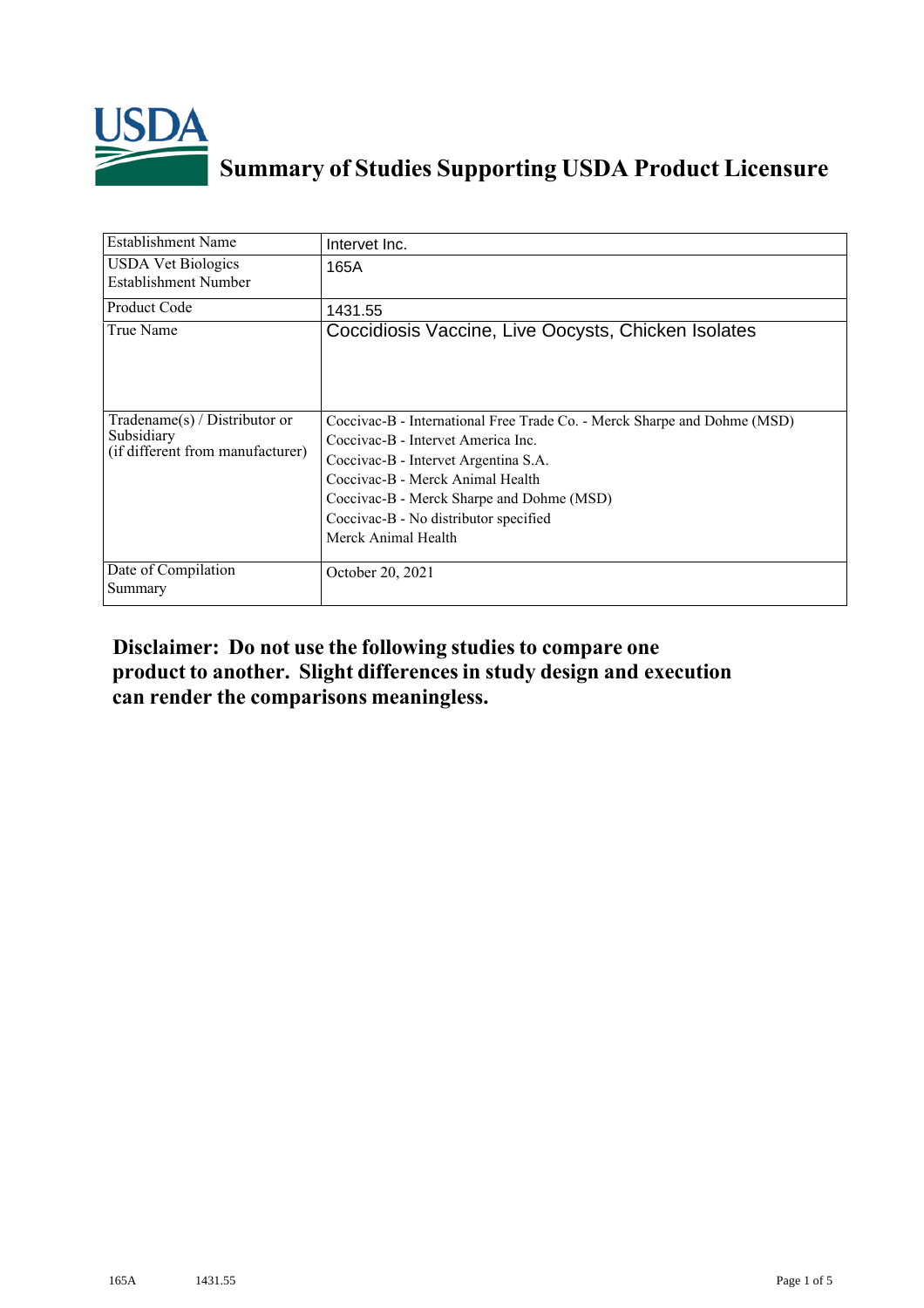# Summary of Studies Supporting USDA Product Licensure

| Establishment Name | Intervet Inc. |
|---|---|
| USDA Vet Biologics Establishment Number | 165A |
| Product Code | 1431.55 |
| True Name | Coccidiosis Vaccine, Live Oocysts, Chicken Isolates |
| Tradename(s) / Distributor or Subsidiary (if different from manufacturer) | Coccivac-B - International Free Trade Co. - Merck Sharpe and Dohme (MSD)<br>Coccivac-B - Intervet America Inc.<br>Coccivac-B - Intervet Argentina S.A.<br>Coccivac-B - Merck Animal Health<br>Coccivac-B - Merck Sharpe and Dohme (MSD)<br>Coccivac-B - No distributor specified<br>Merck Animal Health |
| Date of Compilation Summary | October 20, 2021 |

**Disclaimer: Do not use the following studies to compare one product to another. Slight differences in study design and execution can render the comparisons meaningless.**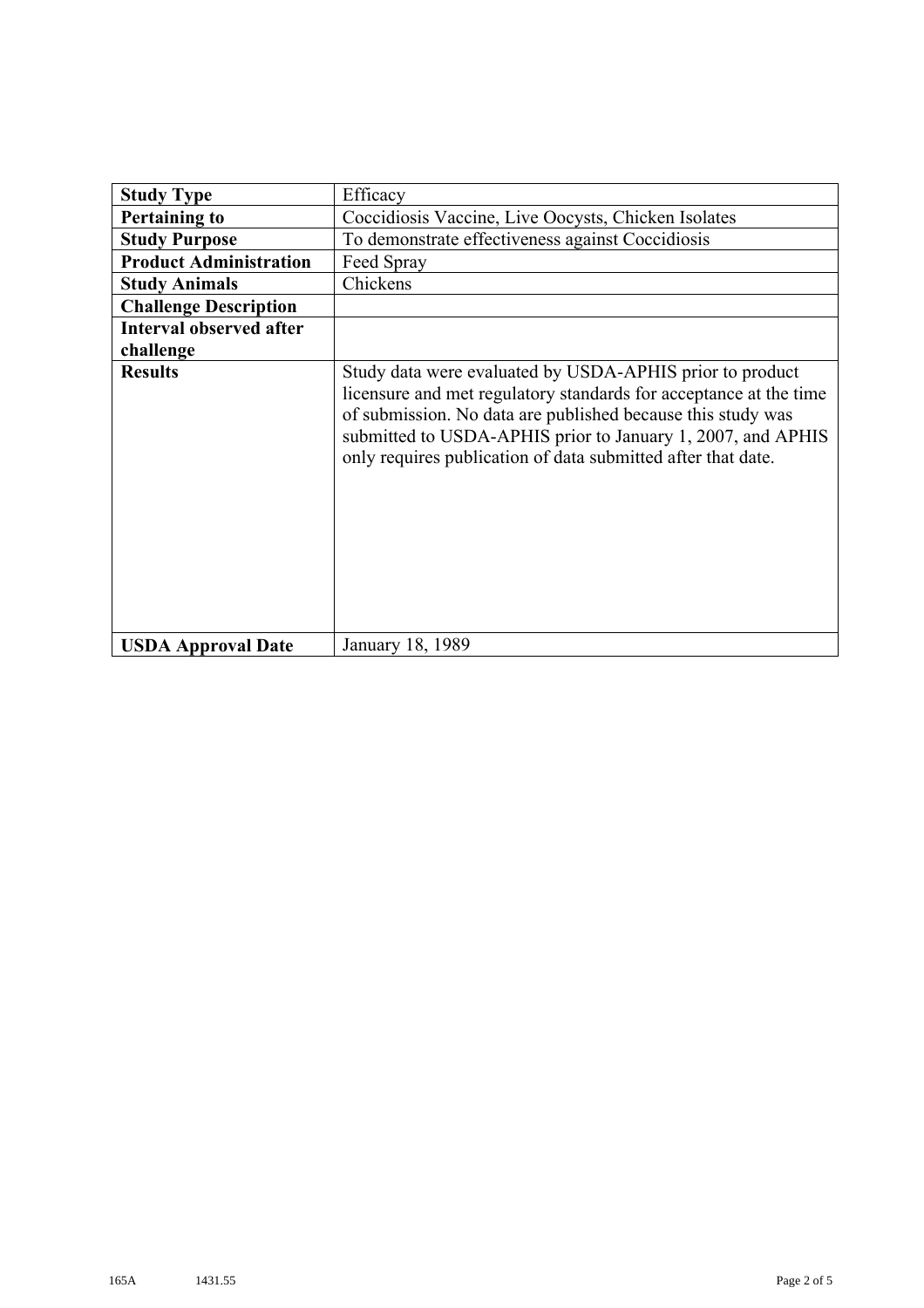| **Study Type** | Efficacy |
|---|---|
| **Pertaining to** | Coccidiosis Vaccine, Live Oocysts, Chicken Isolates |
| **Study Purpose** | To demonstrate effectiveness against Coccidiosis |
| **Product Administration** | Feed Spray |
| **Study Animals** | Chickens |
| **Challenge Description** | |
| **Interval observed after challenge** | |
| **Results** | Study data were evaluated by USDA-APHIS prior to product licensure and met regulatory standards for acceptance at the time of submission. No data are published because this study was submitted to USDA-APHIS prior to January 1, 2007, and APHIS only requires publication of data submitted after that date. |
| **USDA Approval Date** | January 18, 1989 |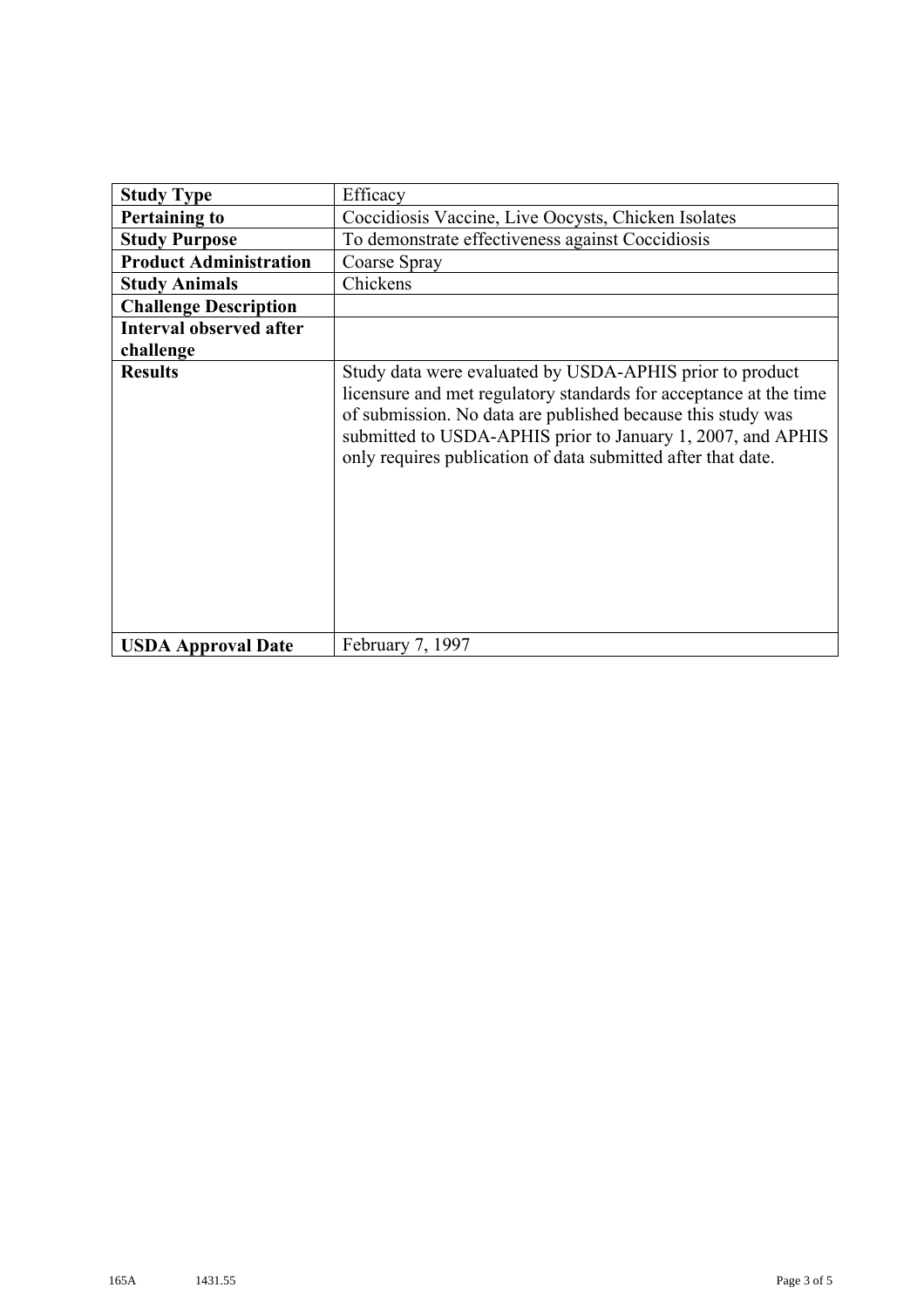| | |
|---|---|
| **Study Type** | Efficacy |
| **Pertaining to** | Coccidiosis Vaccine, Live Oocysts, Chicken Isolates |
| **Study Purpose** | To demonstrate effectiveness against Coccidiosis |
| **Product Administration** | Coarse Spray |
| **Study Animals** | Chickens |
| **Challenge Description** | |
| **Interval observed after challenge** | |
| **Results** | Study data were evaluated by USDA-APHIS prior to product licensure and met regulatory standards for acceptance at the time of submission. No data are published because this study was submitted to USDA-APHIS prior to January 1, 2007, and APHIS only requires publication of data submitted after that date. |
| **USDA Approval Date** | February 7, 1997 |

165A 1431.55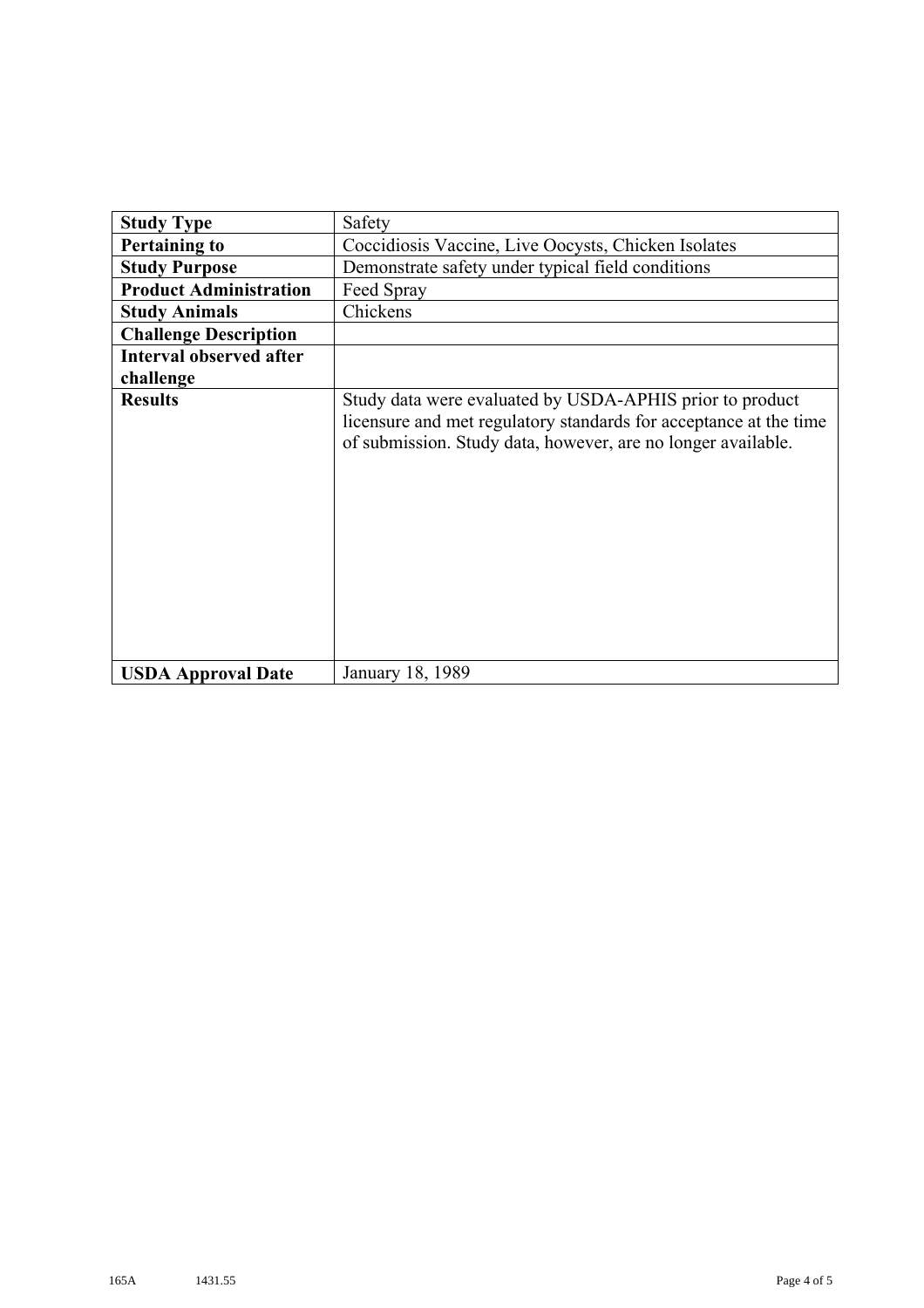| **Study Type** | Safety |
|---|---|
| **Pertaining to** | Coccidiosis Vaccine, Live Oocysts, Chicken Isolates |
| **Study Purpose** | Demonstrate safety under typical field conditions |
| **Product Administration** | Feed Spray |
| **Study Animals** | Chickens |
| **Challenge Description** | |
| **Interval observed after challenge** | |
| **Results** | Study data were evaluated by USDA-APHIS prior to product licensure and met regulatory standards for acceptance at the time of submission. Study data, however, are no longer available. |
| **USDA Approval Date** | January 18, 1989 |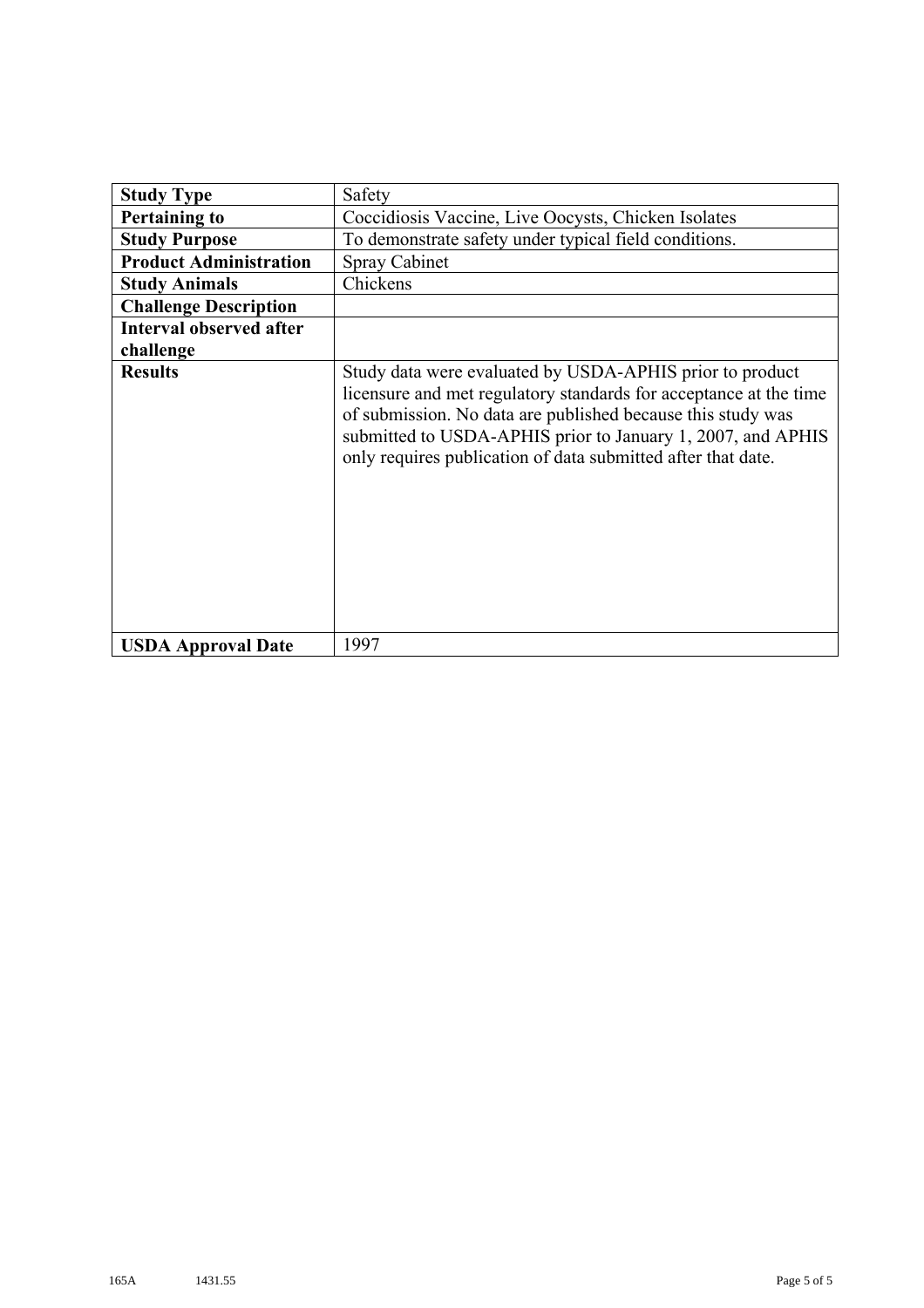| | |
|---|---|
| **Study Type** | Safety |
| **Pertaining to** | Coccidiosis Vaccine, Live Oocysts, Chicken Isolates |
| **Study Purpose** | To demonstrate safety under typical field conditions. |
| **Product Administration** | Spray Cabinet |
| **Study Animals** | Chickens |
| **Challenge Description** | |
| **Interval observed after challenge** | |
| **Results** | Study data were evaluated by USDA-APHIS prior to product licensure and met regulatory standards for acceptance at the time of submission. No data are published because this study was submitted to USDA-APHIS prior to January 1, 2007, and APHIS only requires publication of data submitted after that date. |
| **USDA Approval Date** | 1997 |

165A 1431.55